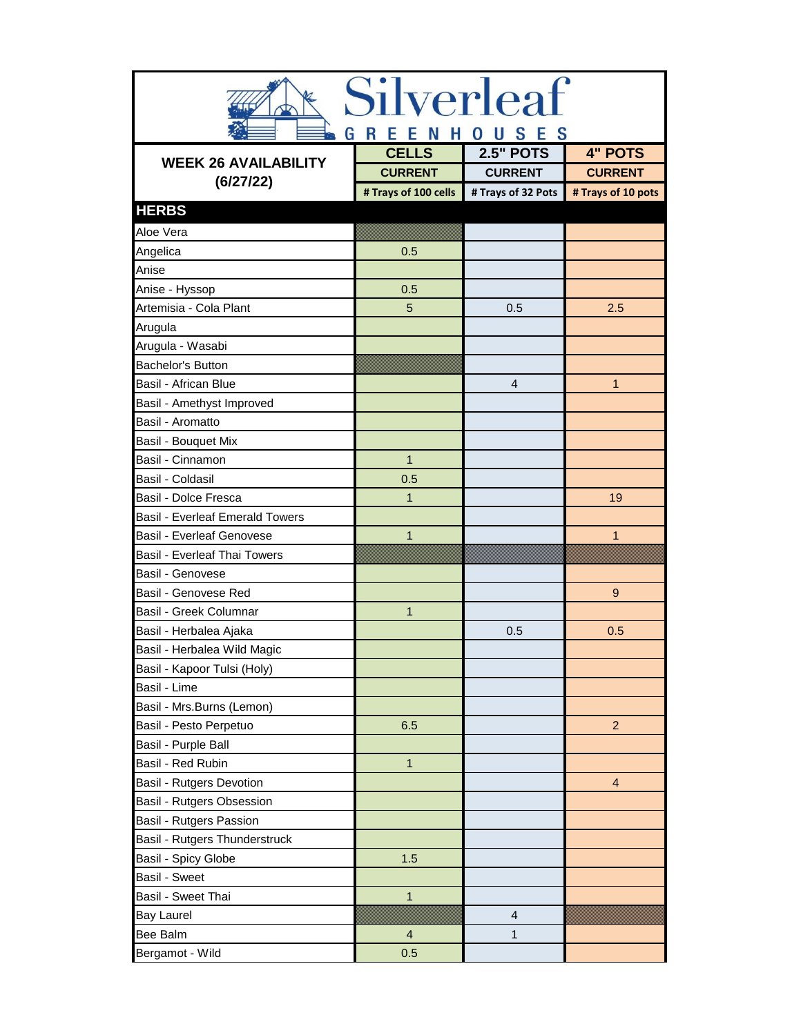# Silverleaf GREENHOUSES

| WEEK 26 AVAILABILITY (6/27/22) | CELLS | 2.5" POTS | 4" POTS |
|---|---|---|---|
| | CURRENT | CURRENT | CURRENT |
| | # Trays of 100 cells | # Trays of 32 Pots | # Trays of 10 pots |
| **HERBS** | | | |
| Aloe Vera | | | |
| Angelica | 0.5 | | |
| Anise | | | |
| Anise - Hyssop | 0.5 | | |
| Artemisia - Cola Plant | 5 | 0.5 | 2.5 |
| Arugula | | | |
| Arugula - Wasabi | | | |
| Bachelor's Button | | | |
| Basil - African Blue | | 4 | 1 |
| Basil - Amethyst Improved | | | |
| Basil - Aromatto | | | |
| Basil - Bouquet Mix | | | |
| Basil - Cinnamon | 1 | | |
| Basil - Coldasil | 0.5 | | |
| Basil - Dolce Fresca | 1 | | 19 |
| Basil - Everleaf Emerald Towers | | | |
| Basil - Everleaf Genovese | 1 | | 1 |
| Basil - Everleaf Thai Towers | | | |
| Basil - Genovese | | | |
| Basil - Genovese Red | | | 9 |
| Basil - Greek Columnar | 1 | | |
| Basil - Herbalea Ajaka | | 0.5 | 0.5 |
| Basil - Herbalea Wild Magic | | | |
| Basil - Kapoor Tulsi (Holy) | | | |
| Basil - Lime | | | |
| Basil - Mrs.Burns (Lemon) | | | |
| Basil - Pesto Perpetuo | 6.5 | | 2 |
| Basil - Purple Ball | | | |
| Basil - Red Rubin | 1 | | |
| Basil - Rutgers Devotion | | | 4 |
| Basil - Rutgers Obsession | | | |
| Basil - Rutgers Passion | | | |
| Basil - Rutgers Thunderstruck | | | |
| Basil - Spicy Globe | 1.5 | | |
| Basil - Sweet | | | |
| Basil - Sweet Thai | 1 | | |
| Bay Laurel | | 4 | |
| Bee Balm | 4 | 1 | |
| Bergamot - Wild | 0.5 | | |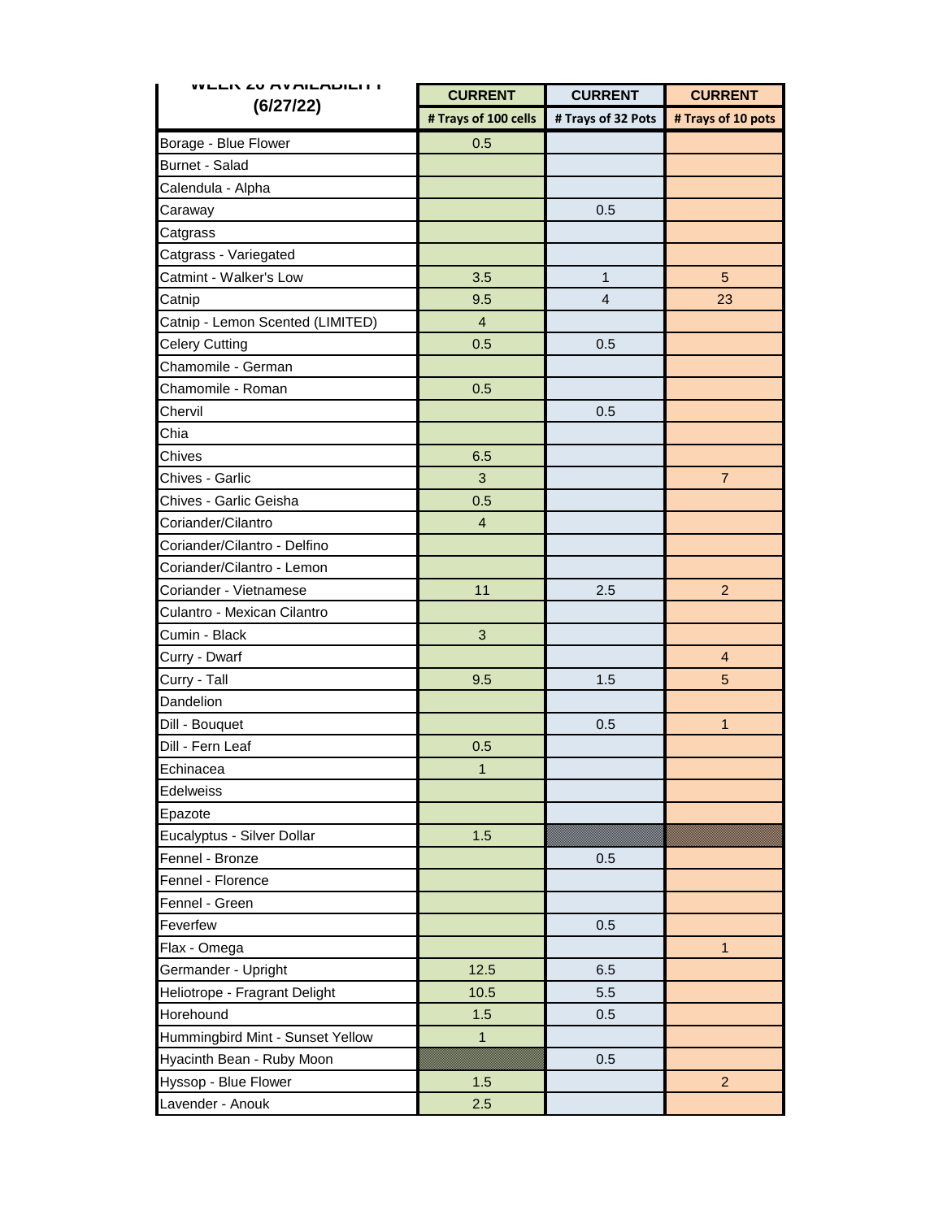| WEEK 26 AVAILABILITY (6/27/22) | CURRENT | CURRENT | CURRENT |
|---|---|---|---|
| | # Trays of 100 cells | # Trays of 32 Pots | # Trays of 10 pots |
| Borage - Blue Flower | 0.5 | | |
| Burnet - Salad | | | |
| Calendula - Alpha | | | |
| Caraway | | 0.5 | |
| Catgrass | | | |
| Catgrass - Variegated | | | |
| Catmint - Walker's Low | 3.5 | 1 | 5 |
| Catnip | 9.5 | 4 | 23 |
| Catnip - Lemon Scented (LIMITED) | 4 | | |
| Celery Cutting | 0.5 | 0.5 | |
| Chamomile - German | | | |
| Chamomile - Roman | 0.5 | | |
| Chervil | | 0.5 | |
| Chia | | | |
| Chives | 6.5 | | |
| Chives - Garlic | 3 | | 7 |
| Chives - Garlic Geisha | 0.5 | | |
| Coriander/Cilantro | 4 | | |
| Coriander/Cilantro - Delfino | | | |
| Coriander/Cilantro - Lemon | | | |
| Coriander - Vietnamese | 11 | 2.5 | 2 |
| Culantro - Mexican Cilantro | | | |
| Cumin - Black | 3 | | |
| Curry - Dwarf | | | 4 |
| Curry - Tall | 9.5 | 1.5 | 5 |
| Dandelion | | | |
| Dill - Bouquet | | 0.5 | 1 |
| Dill - Fern Leaf | 0.5 | | |
| Echinacea | 1 | | |
| Edelweiss | | | |
| Epazote | | | |
| Eucalyptus - Silver Dollar | 1.5 | | |
| Fennel - Bronze | | 0.5 | |
| Fennel - Florence | | | |
| Fennel - Green | | | |
| Feverfew | | 0.5 | |
| Flax - Omega | | | 1 |
| Germander - Upright | 12.5 | 6.5 | |
| Heliotrope - Fragrant Delight | 10.5 | 5.5 | |
| Horehound | 1.5 | 0.5 | |
| Hummingbird Mint - Sunset Yellow | 1 | | |
| Hyacinth Bean - Ruby Moon | | 0.5 | |
| Hyssop - Blue Flower | 1.5 | | 2 |
| Lavender - Anouk | 2.5 | | |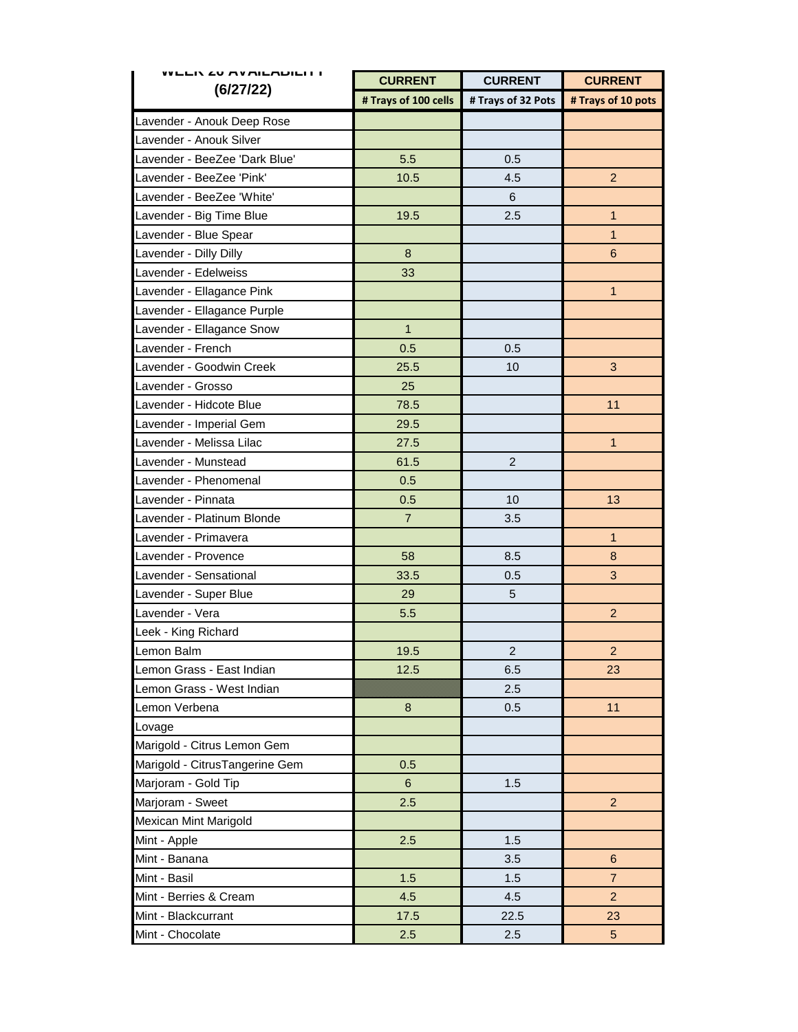| WEEK 26 AVAILABILITY (6/27/22) | CURRENT # Trays of 100 cells | CURRENT # Trays of 32 Pots | CURRENT # Trays of 10 pots |
|---|---|---|---|
| Lavender - Anouk Deep Rose | | | |
| Lavender - Anouk Silver | | | |
| Lavender - BeeZee 'Dark Blue' | 5.5 | 0.5 | |
| Lavender - BeeZee 'Pink' | 10.5 | 4.5 | 2 |
| Lavender - BeeZee 'White' | | 6 | |
| Lavender - Big Time Blue | 19.5 | 2.5 | 1 |
| Lavender - Blue Spear | | | 1 |
| Lavender - Dilly Dilly | 8 | | 6 |
| Lavender - Edelweiss | 33 | | |
| Lavender - Ellagance Pink | | | 1 |
| Lavender - Ellagance Purple | | | |
| Lavender - Ellagance Snow | 1 | | |
| Lavender - French | 0.5 | 0.5 | |
| Lavender - Goodwin Creek | 25.5 | 10 | 3 |
| Lavender - Grosso | 25 | | |
| Lavender - Hidcote Blue | 78.5 | | 11 |
| Lavender - Imperial Gem | 29.5 | | |
| Lavender - Melissa Lilac | 27.5 | | 1 |
| Lavender - Munstead | 61.5 | 2 | |
| Lavender - Phenomenal | 0.5 | | |
| Lavender - Pinnata | 0.5 | 10 | 13 |
| Lavender - Platinum Blonde | 7 | 3.5 | |
| Lavender - Primavera | | | 1 |
| Lavender - Provence | 58 | 8.5 | 8 |
| Lavender - Sensational | 33.5 | 0.5 | 3 |
| Lavender - Super Blue | 29 | 5 | |
| Lavender - Vera | 5.5 | | 2 |
| Leek - King Richard | | | |
| Lemon Balm | 19.5 | 2 | 2 |
| Lemon Grass - East Indian | 12.5 | 6.5 | 23 |
| Lemon Grass - West Indian | | 2.5 | |
| Lemon Verbena | 8 | 0.5 | 11 |
| Lovage | | | |
| Marigold - Citrus Lemon Gem | | | |
| Marigold - CitrusTangerine Gem | 0.5 | | |
| Marjoram - Gold Tip | 6 | 1.5 | |
| Marjoram - Sweet | 2.5 | | 2 |
| Mexican Mint Marigold | | | |
| Mint - Apple | 2.5 | 1.5 | |
| Mint - Banana | | 3.5 | 6 |
| Mint - Basil | 1.5 | 1.5 | 7 |
| Mint - Berries & Cream | 4.5 | 4.5 | 2 |
| Mint - Blackcurrant | 17.5 | 22.5 | 23 |
| Mint - Chocolate | 2.5 | 2.5 | 5 |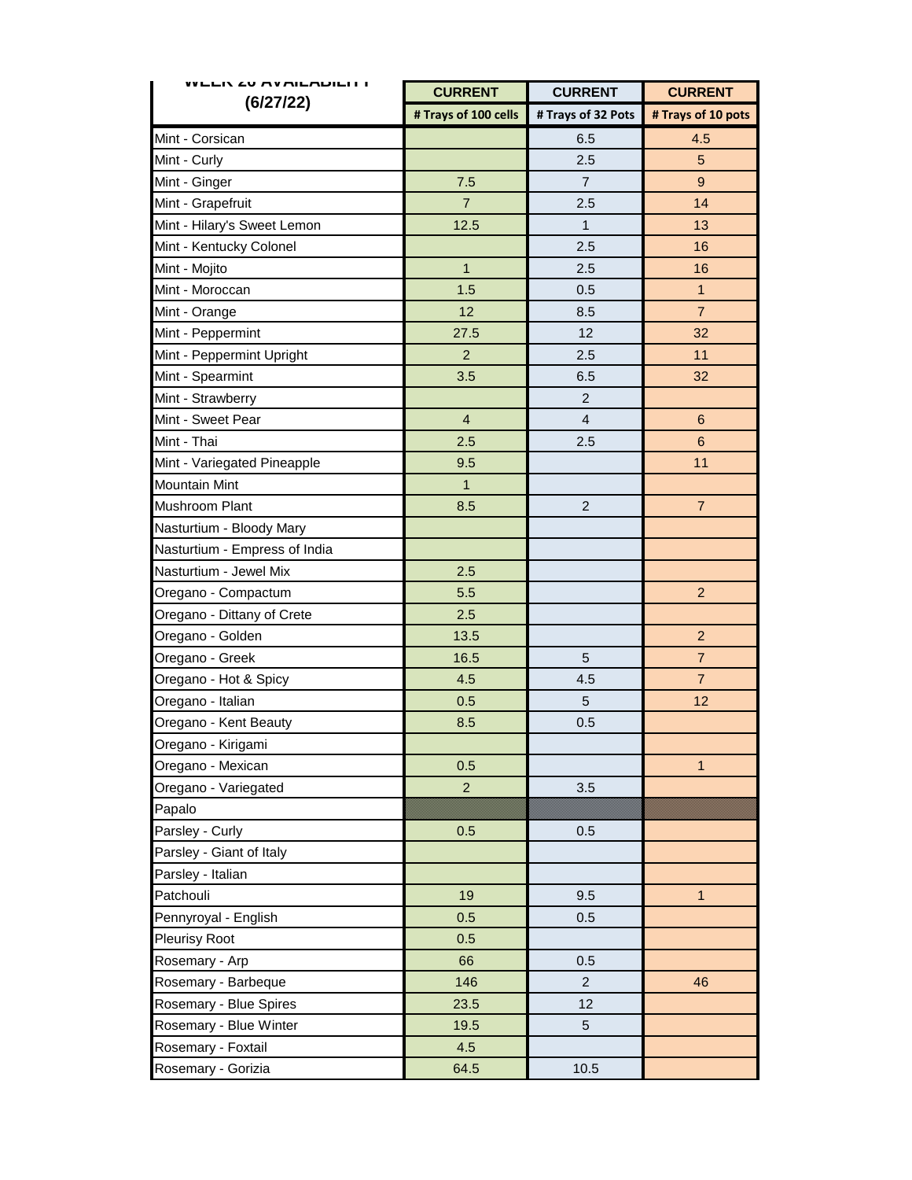| WEEK 26 AVAILABILITY (6/27/22) | CURRENT | CURRENT | CURRENT |
|---|---|---|---|
| | # Trays of 100 cells | # Trays of 32 Pots | # Trays of 10 pots |
| Mint - Corsican | | 6.5 | 4.5 |
| Mint - Curly | | 2.5 | 5 |
| Mint - Ginger | 7.5 | 7 | 9 |
| Mint - Grapefruit | 7 | 2.5 | 14 |
| Mint - Hilary's Sweet Lemon | 12.5 | 1 | 13 |
| Mint - Kentucky Colonel | | 2.5 | 16 |
| Mint - Mojito | 1 | 2.5 | 16 |
| Mint - Moroccan | 1.5 | 0.5 | 1 |
| Mint - Orange | 12 | 8.5 | 7 |
| Mint - Peppermint | 27.5 | 12 | 32 |
| Mint - Peppermint Upright | 2 | 2.5 | 11 |
| Mint - Spearmint | 3.5 | 6.5 | 32 |
| Mint - Strawberry | | 2 | |
| Mint - Sweet Pear | 4 | 4 | 6 |
| Mint - Thai | 2.5 | 2.5 | 6 |
| Mint - Variegated Pineapple | 9.5 | | 11 |
| Mountain Mint | 1 | | |
| Mushroom Plant | 8.5 | 2 | 7 |
| Nasturtium - Bloody Mary | | | |
| Nasturtium - Empress of India | | | |
| Nasturtium - Jewel Mix | 2.5 | | |
| Oregano - Compactum | 5.5 | | 2 |
| Oregano - Dittany of Crete | 2.5 | | |
| Oregano - Golden | 13.5 | | 2 |
| Oregano - Greek | 16.5 | 5 | 7 |
| Oregano - Hot & Spicy | 4.5 | 4.5 | 7 |
| Oregano - Italian | 0.5 | 5 | 12 |
| Oregano - Kent Beauty | 8.5 | 0.5 | |
| Oregano - Kirigami | | | |
| Oregano - Mexican | 0.5 | | 1 |
| Oregano - Variegated | 2 | 3.5 | |
| Papalo | | | |
| Parsley - Curly | 0.5 | 0.5 | |
| Parsley - Giant of Italy | | | |
| Parsley - Italian | | | |
| Patchouli | 19 | 9.5 | 1 |
| Pennyroyal - English | 0.5 | 0.5 | |
| Pleurisy Root | 0.5 | | |
| Rosemary - Arp | 66 | 0.5 | |
| Rosemary - Barbeque | 146 | 2 | 46 |
| Rosemary - Blue Spires | 23.5 | 12 | |
| Rosemary - Blue Winter | 19.5 | 5 | |
| Rosemary - Foxtail | 4.5 | | |
| Rosemary - Gorizia | 64.5 | 10.5 | |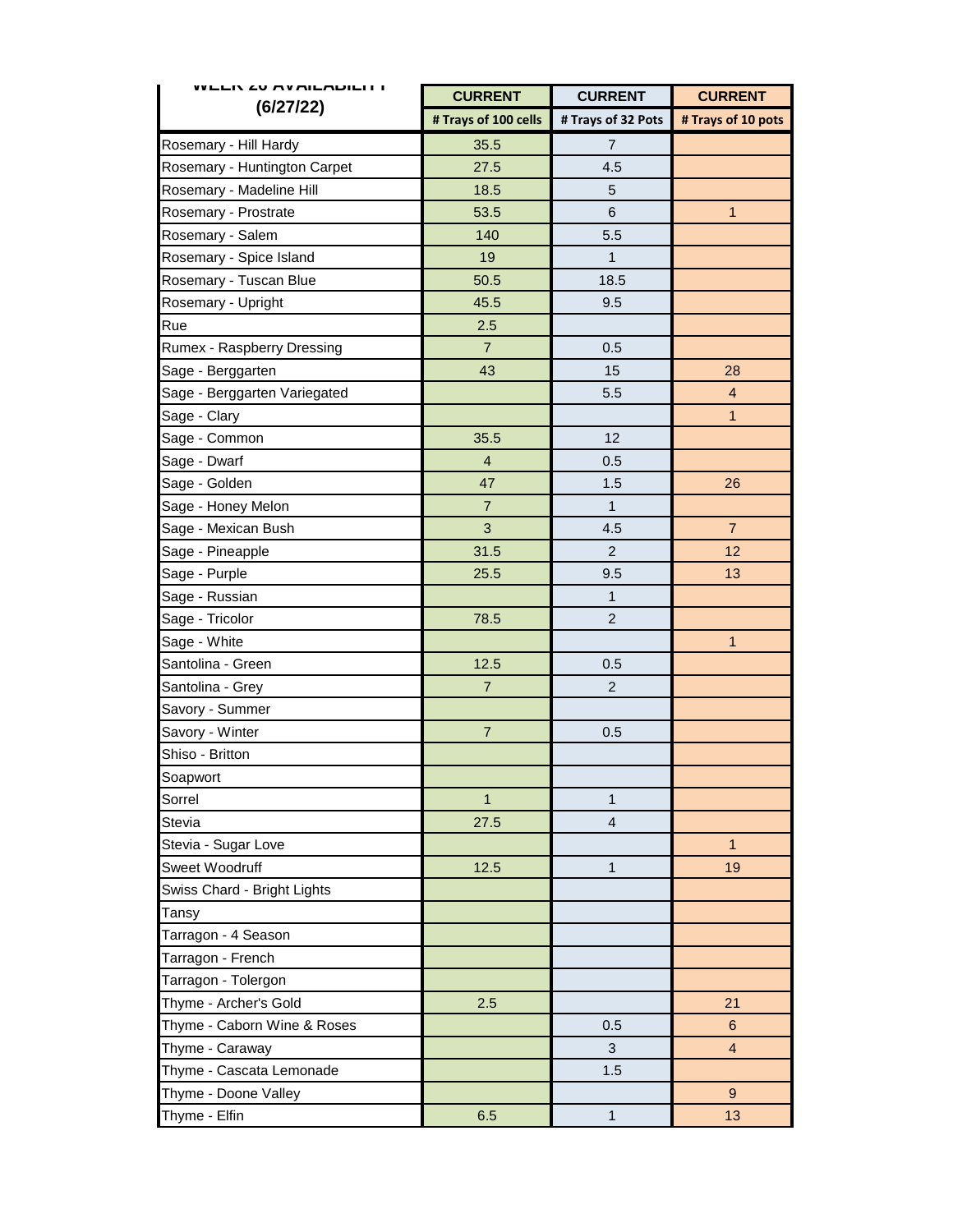| WEEK 26 AVAILABILITY (6/27/22) | CURRENT | CURRENT | CURRENT |
|---|---|---|---|
| | # Trays of 100 cells | # Trays of 32 Pots | # Trays of 10 pots |
| Rosemary - Hill Hardy | 35.5 | 7 | |
| Rosemary - Huntington Carpet | 27.5 | 4.5 | |
| Rosemary - Madeline Hill | 18.5 | 5 | |
| Rosemary - Prostrate | 53.5 | 6 | 1 |
| Rosemary - Salem | 140 | 5.5 | |
| Rosemary - Spice Island | 19 | 1 | |
| Rosemary - Tuscan Blue | 50.5 | 18.5 | |
| Rosemary - Upright | 45.5 | 9.5 | |
| Rue | 2.5 | | |
| Rumex - Raspberry Dressing | 7 | 0.5 | |
| Sage - Berggarten | 43 | 15 | 28 |
| Sage - Berggarten Variegated | | 5.5 | 4 |
| Sage - Clary | | | 1 |
| Sage - Common | 35.5 | 12 | |
| Sage - Dwarf | 4 | 0.5 | |
| Sage - Golden | 47 | 1.5 | 26 |
| Sage - Honey Melon | 7 | 1 | |
| Sage - Mexican Bush | 3 | 4.5 | 7 |
| Sage - Pineapple | 31.5 | 2 | 12 |
| Sage - Purple | 25.5 | 9.5 | 13 |
| Sage - Russian | | 1 | |
| Sage - Tricolor | 78.5 | 2 | |
| Sage - White | | | 1 |
| Santolina - Green | 12.5 | 0.5 | |
| Santolina - Grey | 7 | 2 | |
| Savory - Summer | | | |
| Savory - Winter | 7 | 0.5 | |
| Shiso - Britton | | | |
| Soapwort | | | |
| Sorrel | 1 | 1 | |
| Stevia | 27.5 | 4 | |
| Stevia - Sugar Love | | | 1 |
| Sweet Woodruff | 12.5 | 1 | 19 |
| Swiss Chard - Bright Lights | | | |
| Tansy | | | |
| Tarragon - 4 Season | | | |
| Tarragon - French | | | |
| Tarragon - Tolergon | | | |
| Thyme - Archer's Gold | 2.5 | | 21 |
| Thyme - Caborn Wine & Roses | | 0.5 | 6 |
| Thyme - Caraway | | 3 | 4 |
| Thyme - Cascata Lemonade | | 1.5 | |
| Thyme - Doone Valley | | | 9 |
| Thyme - Elfin | 6.5 | 1 | 13 |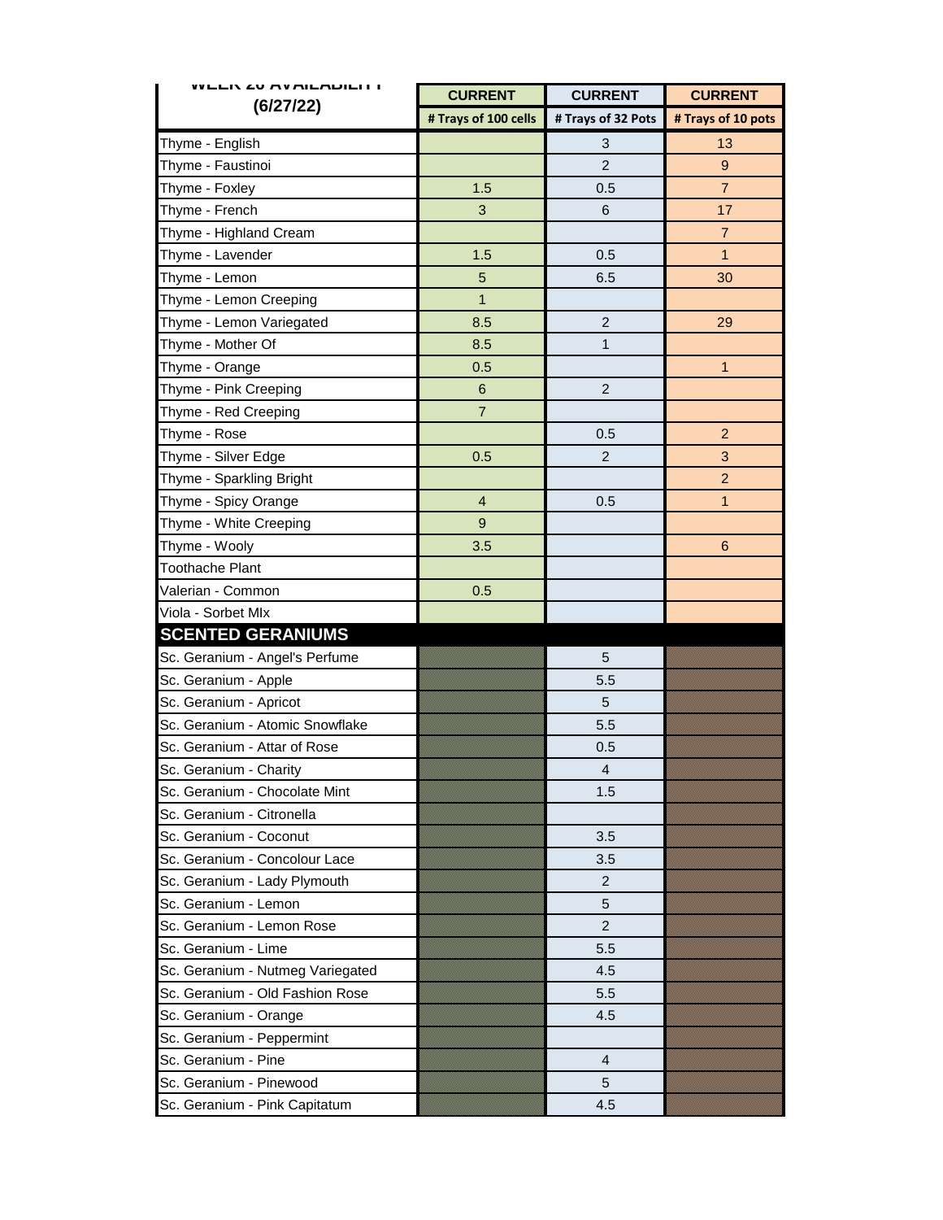| WEEK 26 AVAILABILITY (6/27/22) | CURRENT | CURRENT | CURRENT |
|---|---|---|---|
| | # Trays of 100 cells | # Trays of 32 Pots | # Trays of 10 pots |
| Thyme - English | | 3 | 13 |
| Thyme - Faustinoi | | 2 | 9 |
| Thyme - Foxley | 1.5 | 0.5 | 7 |
| Thyme - French | 3 | 6 | 17 |
| Thyme - Highland Cream | | | 7 |
| Thyme - Lavender | 1.5 | 0.5 | 1 |
| Thyme - Lemon | 5 | 6.5 | 30 |
| Thyme - Lemon Creeping | 1 | | |
| Thyme - Lemon Variegated | 8.5 | 2 | 29 |
| Thyme - Mother Of | 8.5 | 1 | |
| Thyme - Orange | 0.5 | | 1 |
| Thyme - Pink Creeping | 6 | 2 | |
| Thyme - Red Creeping | 7 | | |
| Thyme - Rose | | 0.5 | 2 |
| Thyme - Silver Edge | 0.5 | 2 | 3 |
| Thyme - Sparkling Bright | | | 2 |
| Thyme - Spicy Orange | 4 | 0.5 | 1 |
| Thyme - White Creeping | 9 | | |
| Thyme - Wooly | 3.5 | | 6 |
| Toothache Plant | | | |
| Valerian - Common | 0.5 | | |
| Viola - Sorbet MIx | | | |
| **SCENTED GERANIUMS** | | | |
| Sc. Geranium - Angel's Perfume | | 5 | |
| Sc. Geranium - Apple | | 5.5 | |
| Sc. Geranium - Apricot | | 5 | |
| Sc. Geranium - Atomic Snowflake | | 5.5 | |
| Sc. Geranium - Attar of Rose | | 0.5 | |
| Sc. Geranium - Charity | | 4 | |
| Sc. Geranium - Chocolate Mint | | 1.5 | |
| Sc. Geranium - Citronella | | | |
| Sc. Geranium - Coconut | | 3.5 | |
| Sc. Geranium - Concolour Lace | | 3.5 | |
| Sc. Geranium - Lady Plymouth | | 2 | |
| Sc. Geranium - Lemon | | 5 | |
| Sc. Geranium - Lemon Rose | | 2 | |
| Sc. Geranium - Lime | | 5.5 | |
| Sc. Geranium - Nutmeg Variegated | | 4.5 | |
| Sc. Geranium - Old Fashion Rose | | 5.5 | |
| Sc. Geranium - Orange | | 4.5 | |
| Sc. Geranium - Peppermint | | | |
| Sc. Geranium - Pine | | 4 | |
| Sc. Geranium - Pinewood | | 5 | |
| Sc. Geranium - Pink Capitatum | | 4.5 | |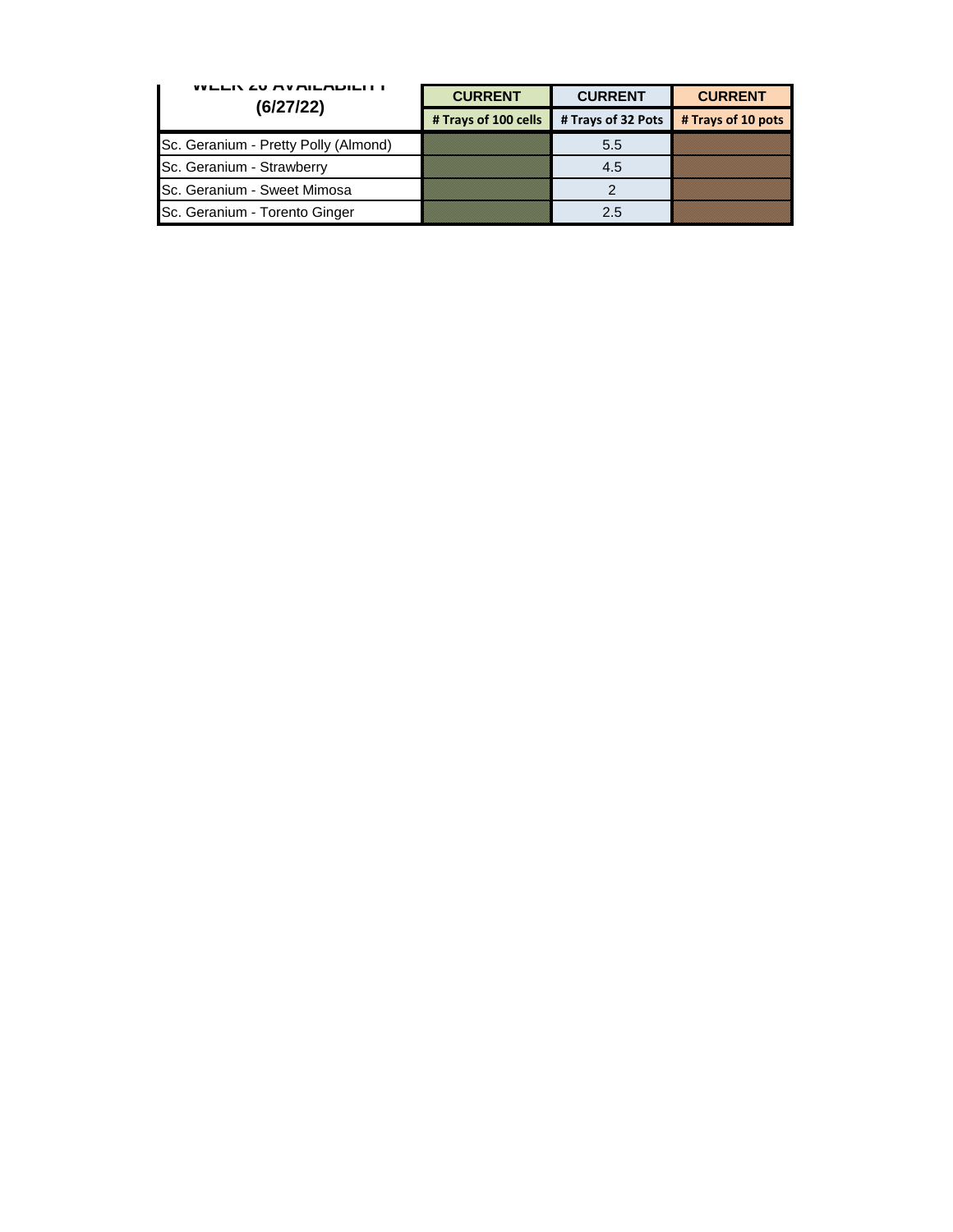| WEEK 26 AVAILABILITY (6/27/22) | CURRENT | CURRENT | CURRENT |
|---|---|---|---|
| | # Trays of 100 cells | # Trays of 32 Pots | # Trays of 10 pots |
| Sc. Geranium - Pretty Polly (Almond) | | 5.5 | |
| Sc. Geranium - Strawberry | | 4.5 | |
| Sc. Geranium - Sweet Mimosa | | 2 | |
| Sc. Geranium - Torento Ginger | | 2.5 | |